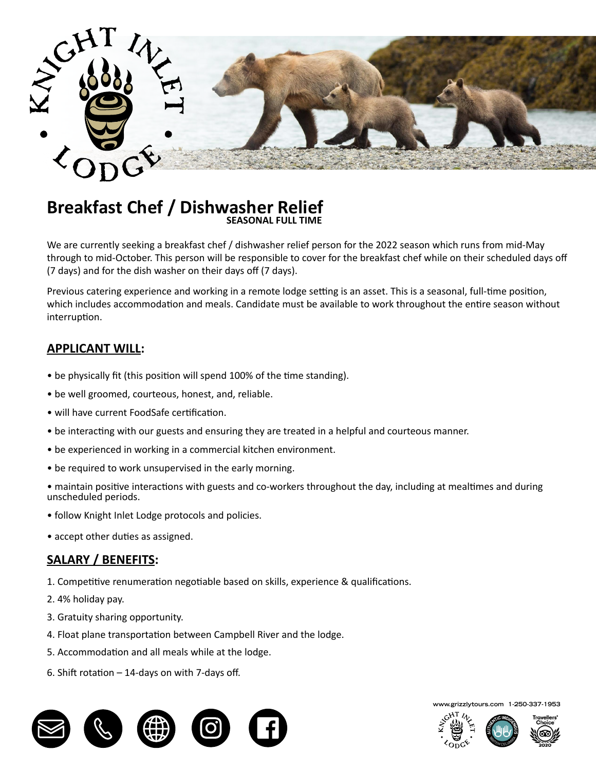# Breakfast Chef / Dishwasher Relief

**SEASONAL FULL TIME**

We are currently seeking a breakfast chef / dishwasher relief person for the 2022 season which runs from mid-May through to mid-October. This person will be responsible to cover for the breakfast chef while on their scheduled days off (7 days) and for the dish washer on their days off (7 days).

Previous catering experience and working in a remote lodge setting is an asset. This is a seasonal, full-time position, which includes accommodation and meals. Candidate must be available to work throughout the entire season without interruption.

## APPLICANT WILL:

- be physically fit (this position will spend 100% of the time standing).
- be well groomed, courteous, honest, and, reliable.
- will have current FoodSafe certification.
- be interacting with our guests and ensuring they are treated in a helpful and courteous manner.
- be experienced in working in a commercial kitchen environment.
- be required to work unsupervised in the early morning.
- maintain positive interactions with guests and co-workers throughout the day, including at mealtimes and during unscheduled periods.
- follow Knight Inlet Lodge protocols and policies.
- accept other duties as assigned.

## SALARY / BENEFITS:

1. Competitive renumeration negotiable based on skills, experience & qualifications.
2. 4% holiday pay.
3. Gratuity sharing opportunity.
4. Float plane transportation between Campbell River and the lodge.
5. Accommodation and all meals while at the lodge.
6. Shift rotation – 14-days on with 7-days off.

www.grizzlytours.com 1-250-337-1953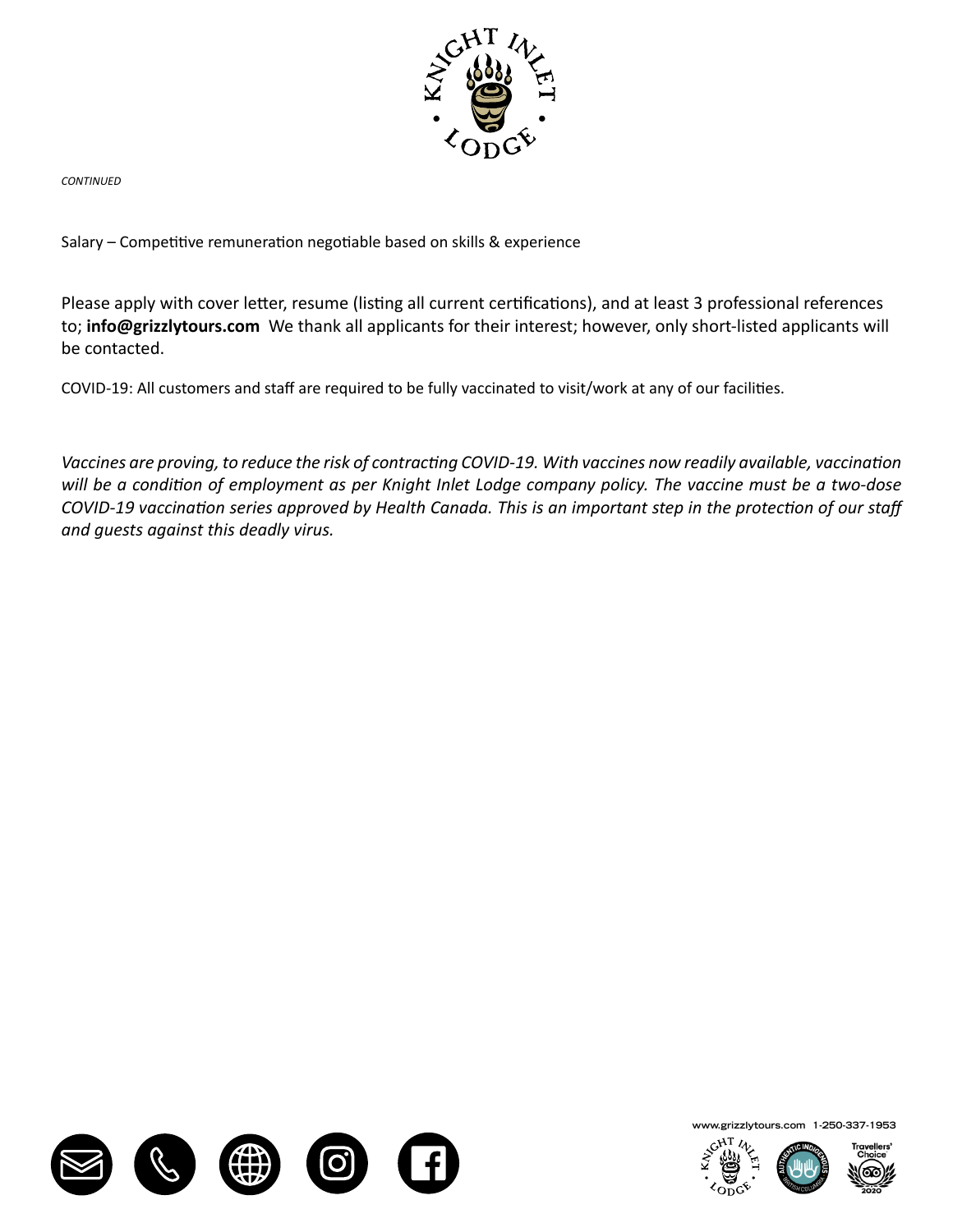*CONTINUED*

Salary – Competitive remuneration negotiable based on skills & experience

Please apply with cover letter, resume (listing all current certifications), and at least 3 professional references to; **info@grizzlytours.com** We thank all applicants for their interest; however, only short-listed applicants will be contacted.

COVID-19: All customers and staff are required to be fully vaccinated to visit/work at any of our facilities.

*Vaccines are proving, to reduce the risk of contracting COVID-19. With vaccines now readily available, vaccination will be a condition of employment as per Knight Inlet Lodge company policy. The vaccine must be a two-dose COVID-19 vaccination series approved by Health Canada. This is an important step in the protection of our staff and guests against this deadly virus.*

www.grizzlytours.com 1-250-337-1953